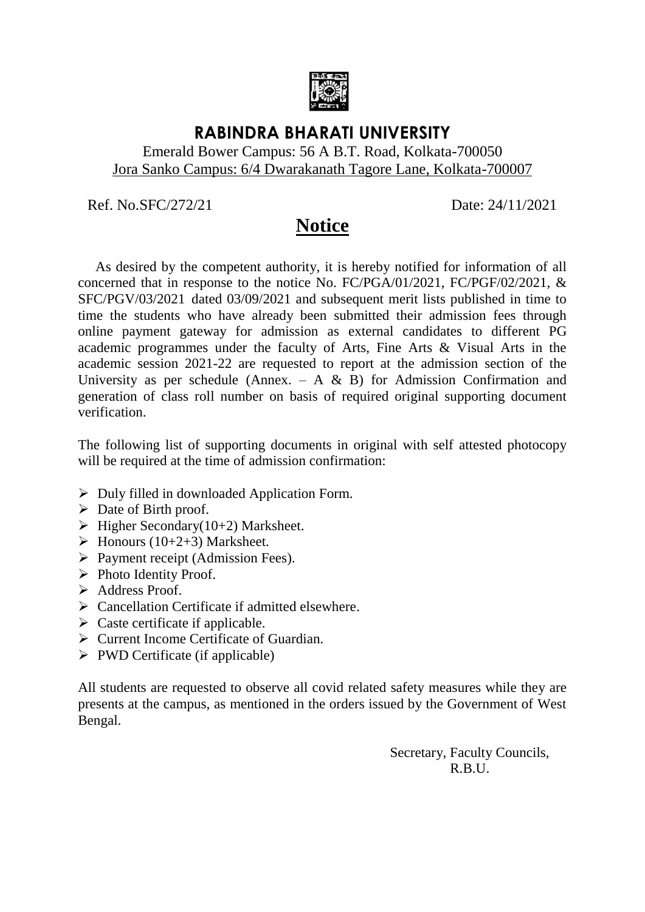# RABINDRA BHARATI UNIVERSITY

Emerald Bower Campus: 56 A B.T. Road, Kolkata-700050
Jora Sanko Campus: 6/4 Dwarakanath Tagore Lane, Kolkata-700007

Ref. No.SFC/272/21 Date: 24/11/2021

## Notice

As desired by the competent authority, it is hereby notified for information of all concerned that in response to the notice No. FC/PGA/01/2021, FC/PGF/02/2021, & SFC/PGV/03/2021 dated 03/09/2021 and subsequent merit lists published in time to time the students who have already been submitted their admission fees through online payment gateway for admission as external candidates to different PG academic programmes under the faculty of Arts, Fine Arts & Visual Arts in the academic session 2021-22 are requested to report at the admission section of the University as per schedule (Annex. – A & B) for Admission Confirmation and generation of class roll number on basis of required original supporting document verification.

The following list of supporting documents in original with self attested photocopy will be required at the time of admission confirmation:

- Duly filled in downloaded Application Form.
- Date of Birth proof.
- Higher Secondary(10+2) Marksheet.
- Honours (10+2+3) Marksheet.
- Payment receipt (Admission Fees).
- Photo Identity Proof.
- Address Proof.
- Cancellation Certificate if admitted elsewhere.
- Caste certificate if applicable.
- Current Income Certificate of Guardian.
- PWD Certificate (if applicable)

All students are requested to observe all covid related safety measures while they are presents at the campus, as mentioned in the orders issued by the Government of West Bengal.

Secretary, Faculty Councils,
R.B.U.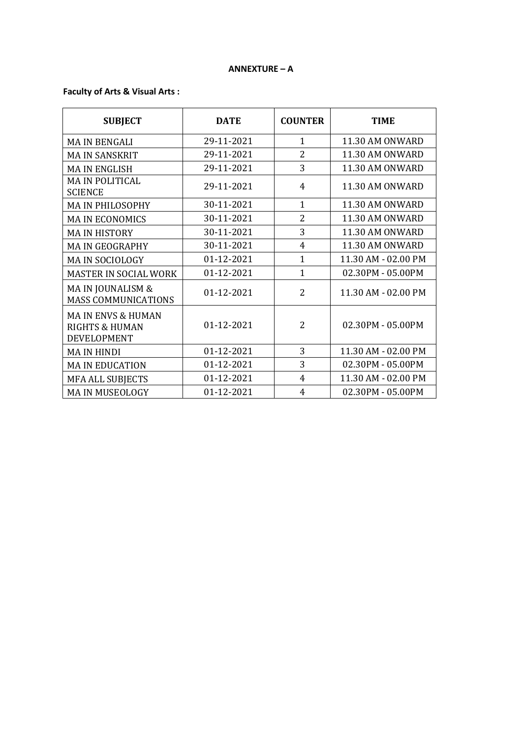**ANNEXTURE – A**

**Faculty of Arts & Visual Arts :**

| SUBJECT | DATE | COUNTER | TIME |
|---|---|---|---|
| MA IN BENGALI | 29-11-2021 | 1 | 11.30 AM ONWARD |
| MA IN SANSKRIT | 29-11-2021 | 2 | 11.30 AM ONWARD |
| MA IN ENGLISH | 29-11-2021 | 3 | 11.30 AM ONWARD |
| MA IN POLITICAL SCIENCE | 29-11-2021 | 4 | 11.30 AM ONWARD |
| MA IN PHILOSOPHY | 30-11-2021 | 1 | 11.30 AM ONWARD |
| MA IN ECONOMICS | 30-11-2021 | 2 | 11.30 AM ONWARD |
| MA IN HISTORY | 30-11-2021 | 3 | 11.30 AM ONWARD |
| MA IN GEOGRAPHY | 30-11-2021 | 4 | 11.30 AM ONWARD |
| MA IN SOCIOLOGY | 01-12-2021 | 1 | 11.30 AM - 02.00 PM |
| MASTER IN SOCIAL WORK | 01-12-2021 | 1 | 02.30PM - 05.00PM |
| MA IN JOUNALISM & MASS COMMUNICATIONS | 01-12-2021 | 2 | 11.30 AM - 02.00 PM |
| MA IN ENVS & HUMAN RIGHTS & HUMAN DEVELOPMENT | 01-12-2021 | 2 | 02.30PM - 05.00PM |
| MA IN HINDI | 01-12-2021 | 3 | 11.30 AM - 02.00 PM |
| MA IN EDUCATION | 01-12-2021 | 3 | 02.30PM - 05.00PM |
| MFA ALL SUBJECTS | 01-12-2021 | 4 | 11.30 AM - 02.00 PM |
| MA IN MUSEOLOGY | 01-12-2021 | 4 | 02.30PM - 05.00PM |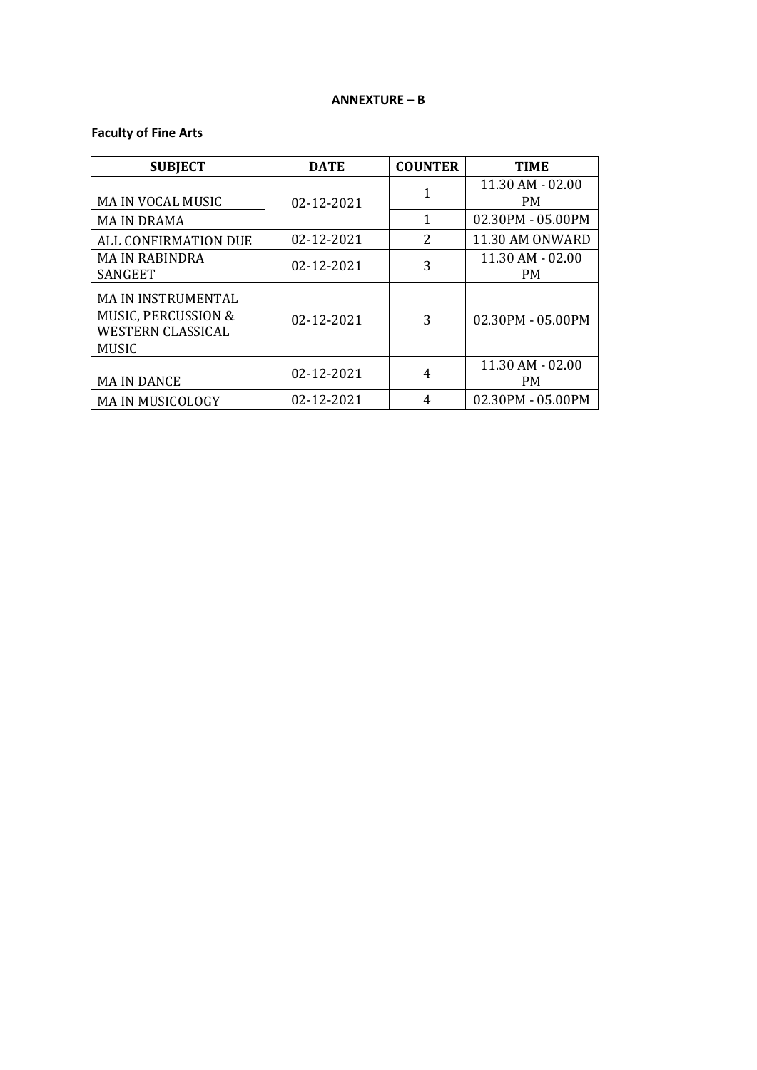**ANNEXTURE – B**

**Faculty of Fine Arts**

| SUBJECT | DATE | COUNTER | TIME |
|---|---|---|---|
| MA IN VOCAL MUSIC | 02-12-2021 | 1 | 11.30 AM - 02.00 PM |
| MA IN DRAMA | | 1 | 02.30PM - 05.00PM |
| ALL CONFIRMATION DUE | 02-12-2021 | 2 | 11.30 AM ONWARD |
| MA IN RABINDRA SANGEET | 02-12-2021 | 3 | 11.30 AM - 02.00 PM |
| MA IN INSTRUMENTAL MUSIC, PERCUSSION & WESTERN CLASSICAL MUSIC | 02-12-2021 | 3 | 02.30PM - 05.00PM |
| MA IN DANCE | 02-12-2021 | 4 | 11.30 AM - 02.00 PM |
| MA IN MUSICOLOGY | 02-12-2021 | 4 | 02.30PM - 05.00PM |